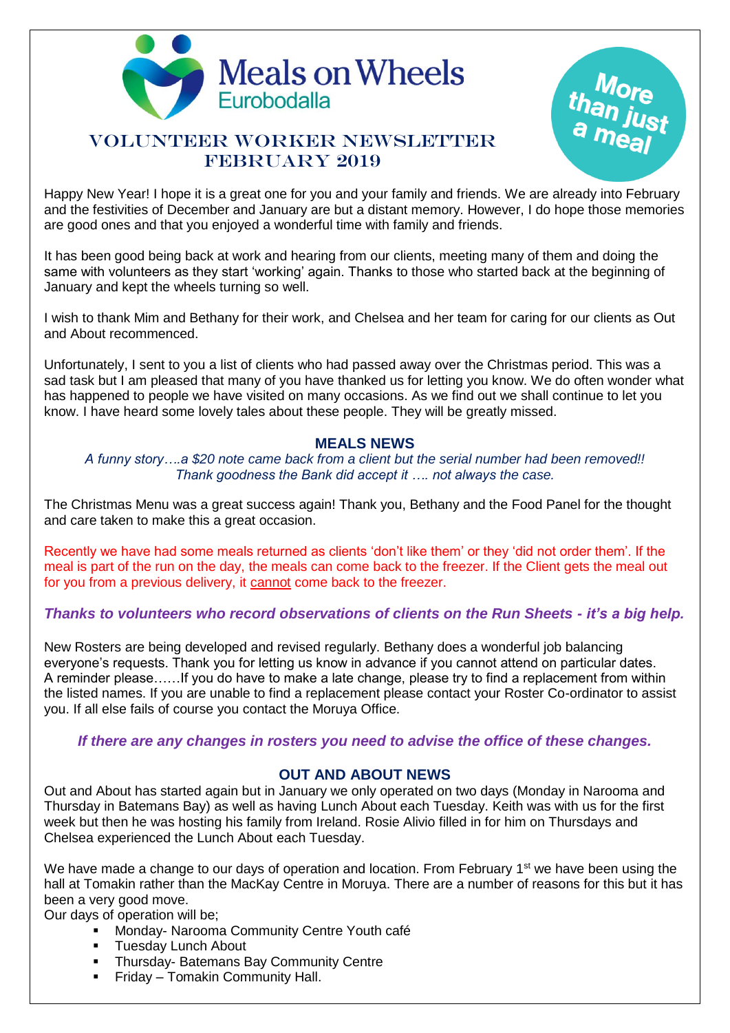# Meals on Wheels
## Eurobodalla

More than just a meal

## VOLUNTEER WORKER NEWSLETTER
## FEBRUARY 2019

Happy New Year! I hope it is a great one for you and your family and friends. We are already into February and the festivities of December and January are but a distant memory. However, I do hope those memories are good ones and that you enjoyed a wonderful time with family and friends.

It has been good being back at work and hearing from our clients, meeting many of them and doing the same with volunteers as they start 'working' again. Thanks to those who started back at the beginning of January and kept the wheels turning so well.

I wish to thank Mim and Bethany for their work, and Chelsea and her team for caring for our clients as Out and About recommenced.

Unfortunately, I sent to you a list of clients who had passed away over the Christmas period. This was a sad task but I am pleased that many of you have thanked us for letting you know. We do often wonder what has happened to people we have visited on many occasions. As we find out we shall continue to let you know. I have heard some lovely tales about these people. They will be greatly missed.

### MEALS NEWS

*A funny story….a $20 note came back from a client but the serial number had been removed!! Thank goodness the Bank did accept it …. not always the case.*

The Christmas Menu was a great success again! Thank you, Bethany and the Food Panel for the thought and care taken to make this a great occasion.

Recently we have had some meals returned as clients 'don't like them' or they 'did not order them'. If the meal is part of the run on the day, the meals can come back to the freezer. If the Client gets the meal out for you from a previous delivery, it <u>cannot</u> come back to the freezer.

***Thanks to volunteers who record observations of clients on the Run Sheets - it's a big help.***

New Rosters are being developed and revised regularly. Bethany does a wonderful job balancing everyone's requests. Thank you for letting us know in advance if you cannot attend on particular dates. A reminder please……If you do have to make a late change, please try to find a replacement from within the listed names. If you are unable to find a replacement please contact your Roster Co-ordinator to assist you. If all else fails of course you contact the Moruya Office.

***If there are any changes in rosters you need to advise the office of these changes.***

### OUT AND ABOUT NEWS

Out and About has started again but in January we only operated on two days (Monday in Narooma and Thursday in Batemans Bay) as well as having Lunch About each Tuesday. Keith was with us for the first week but then he was hosting his family from Ireland. Rosie Alivio filled in for him on Thursdays and Chelsea experienced the Lunch About each Tuesday.

We have made a change to our days of operation and location. From February 1st we have been using the hall at Tomakin rather than the MacKay Centre in Moruya. There are a number of reasons for this but it has been a very good move.

Our days of operation will be;

- Monday- Narooma Community Centre Youth café
- Tuesday Lunch About
- Thursday- Batemans Bay Community Centre
- Friday – Tomakin Community Hall.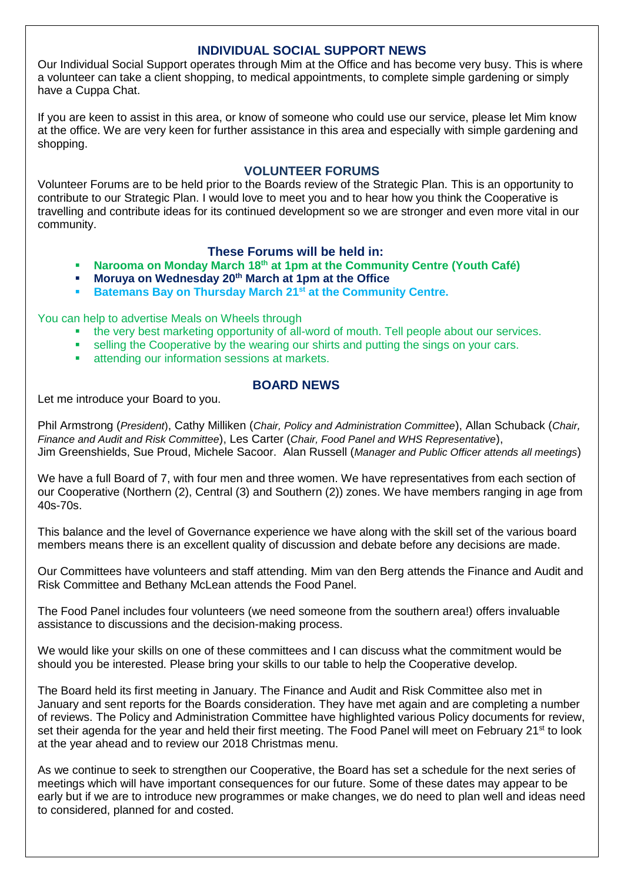## INDIVIDUAL SOCIAL SUPPORT NEWS

Our Individual Social Support operates through Mim at the Office and has become very busy. This is where a volunteer can take a client shopping, to medical appointments, to complete simple gardening or simply have a Cuppa Chat.

If you are keen to assist in this area, or know of someone who could use our service, please let Mim know at the office. We are very keen for further assistance in this area and especially with simple gardening and shopping.

## VOLUNTEER FORUMS

Volunteer Forums are to be held prior to the Boards review of the Strategic Plan. This is an opportunity to contribute to our Strategic Plan. I would love to meet you and to hear how you think the Cooperative is travelling and contribute ideas for its continued development so we are stronger and even more vital in our community.

### These Forums will be held in:

- **Narooma on Monday March 18th at 1pm at the Community Centre (Youth Café)**
- **Moruya on Wednesday 20th March at 1pm at the Office**
- **Batemans Bay on Thursday March 21st at the Community Centre.**

You can help to advertise Meals on Wheels through

- the very best marketing opportunity of all-word of mouth. Tell people about our services.
- selling the Cooperative by the wearing our shirts and putting the sings on your cars.
- attending our information sessions at markets.

## BOARD NEWS

Let me introduce your Board to you.

Phil Armstrong (*President*), Cathy Milliken (*Chair, Policy and Administration Committee*), Allan Schuback (*Chair, Finance and Audit and Risk Committee*), Les Carter (*Chair, Food Panel and WHS Representative*), Jim Greenshields, Sue Proud, Michele Sacoor. Alan Russell (*Manager and Public Officer attends all meetings*)

We have a full Board of 7, with four men and three women. We have representatives from each section of our Cooperative (Northern (2), Central (3) and Southern (2)) zones. We have members ranging in age from 40s-70s.

This balance and the level of Governance experience we have along with the skill set of the various board members means there is an excellent quality of discussion and debate before any decisions are made.

Our Committees have volunteers and staff attending. Mim van den Berg attends the Finance and Audit and Risk Committee and Bethany McLean attends the Food Panel.

The Food Panel includes four volunteers (we need someone from the southern area!) offers invaluable assistance to discussions and the decision-making process.

We would like your skills on one of these committees and I can discuss what the commitment would be should you be interested. Please bring your skills to our table to help the Cooperative develop.

The Board held its first meeting in January. The Finance and Audit and Risk Committee also met in January and sent reports for the Boards consideration. They have met again and are completing a number of reviews. The Policy and Administration Committee have highlighted various Policy documents for review, set their agenda for the year and held their first meeting. The Food Panel will meet on February 21st to look at the year ahead and to review our 2018 Christmas menu.

As we continue to seek to strengthen our Cooperative, the Board has set a schedule for the next series of meetings which will have important consequences for our future. Some of these dates may appear to be early but if we are to introduce new programmes or make changes, we do need to plan well and ideas need to considered, planned for and costed.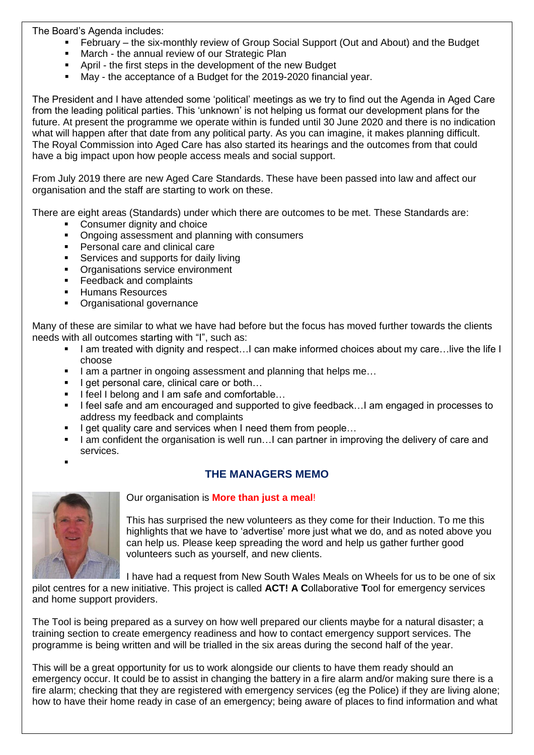The Board's Agenda includes:

- February – the six-monthly review of Group Social Support (Out and About) and the Budget
- March - the annual review of our Strategic Plan
- April - the first steps in the development of the new Budget
- May - the acceptance of a Budget for the 2019-2020 financial year.

The President and I have attended some 'political' meetings as we try to find out the Agenda in Aged Care from the leading political parties. This 'unknown' is not helping us format our development plans for the future. At present the programme we operate within is funded until 30 June 2020 and there is no indication what will happen after that date from any political party. As you can imagine, it makes planning difficult. The Royal Commission into Aged Care has also started its hearings and the outcomes from that could have a big impact upon how people access meals and social support.

From July 2019 there are new Aged Care Standards. These have been passed into law and affect our organisation and the staff are starting to work on these.

There are eight areas (Standards) under which there are outcomes to be met. These Standards are:

- Consumer dignity and choice
- Ongoing assessment and planning with consumers
- Personal care and clinical care
- Services and supports for daily living
- Organisations service environment
- Feedback and complaints
- Humans Resources
- Organisational governance

Many of these are similar to what we have had before but the focus has moved further towards the clients needs with all outcomes starting with "I", such as:

- I am treated with dignity and respect…I can make informed choices about my care…live the life I choose
- I am a partner in ongoing assessment and planning that helps me…
- I get personal care, clinical care or both…
- I feel I belong and I am safe and comfortable…
- I feel safe and am encouraged and supported to give feedback…I am engaged in processes to address my feedback and complaints
- I get quality care and services when I need them from people…
- I am confident the organisation is well run…I can partner in improving the delivery of care and services.

## THE MANAGERS MEMO

Our organisation is **More than just a meal**!

This has surprised the new volunteers as they come for their Induction. To me this highlights that we have to 'advertise' more just what we do, and as noted above you can help us. Please keep spreading the word and help us gather further good volunteers such as yourself, and new clients.

I have had a request from New South Wales Meals on Wheels for us to be one of six pilot centres for a new initiative. This project is called **ACT! A C**ollaborative **T**ool for emergency services and home support providers.

The Tool is being prepared as a survey on how well prepared our clients maybe for a natural disaster; a training section to create emergency readiness and how to contact emergency support services. The programme is being written and will be trialled in the six areas during the second half of the year.

This will be a great opportunity for us to work alongside our clients to have them ready should an emergency occur. It could be to assist in changing the battery in a fire alarm and/or making sure there is a fire alarm; checking that they are registered with emergency services (eg the Police) if they are living alone; how to have their home ready in case of an emergency; being aware of places to find information and what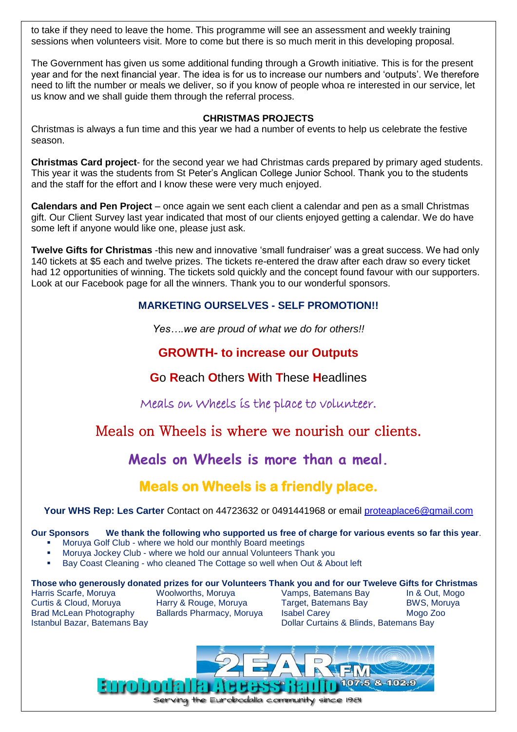to take if they need to leave the home. This programme will see an assessment and weekly training sessions when volunteers visit. More to come but there is so much merit in this developing proposal.

The Government has given us some additional funding through a Growth initiative. This is for the present year and for the next financial year. The idea is for us to increase our numbers and 'outputs'. We therefore need to lift the number or meals we deliver, so if you know of people whoa re interested in our service, let us know and we shall guide them through the referral process.

## CHRISTMAS PROJECTS

Christmas is always a fun time and this year we had a number of events to help us celebrate the festive season.

**Christmas Card project**- for the second year we had Christmas cards prepared by primary aged students. This year it was the students from St Peter's Anglican College Junior School. Thank you to the students and the staff for the effort and I know these were very much enjoyed.

**Calendars and Pen Project** – once again we sent each client a calendar and pen as a small Christmas gift. Our Client Survey last year indicated that most of our clients enjoyed getting a calendar. We do have some left if anyone would like one, please just ask.

**Twelve Gifts for Christmas** -this new and innovative 'small fundraiser' was a great success. We had only 140 tickets at $5 each and twelve prizes. The tickets re-entered the draw after each draw so every ticket had 12 opportunities of winning. The tickets sold quickly and the concept found favour with our supporters. Look at our Facebook page for all the winners. Thank you to our wonderful sponsors.

## MARKETING OURSELVES - SELF PROMOTION!!

*Yes….we are proud of what we do for others!!*

**GROWTH- to increase our Outputs**

**G**o **R**each **O**thers **W**ith **T**hese **H**eadlines

Meals on Wheels is the place to volunteer.

Meals on Wheels is where we nourish our clients.

**Meals on Wheels is more than a meal.**

**Meals on Wheels is a friendly place.**

**Your WHS Rep: Les Carter** Contact on 44723632 or 0491441968 or email proteaplace6@gmail.com

**Our Sponsors** **We thank the following who supported us free of charge for various events so far this year**.

- Moruya Golf Club - where we hold our monthly Board meetings
- Moruya Jockey Club - where we hold our annual Volunteers Thank you
- Bay Coast Cleaning - who cleaned The Cottage so well when Out & About left

**Those who generously donated prizes for our Volunteers Thank you and for our Tweleve Gifts for Christmas**

| | | | |
|---|---|---|---|
| Harris Scarfe, Moruya | Woolworths, Moruya | Vamps, Batemans Bay | In & Out, Mogo |
| Curtis & Cloud, Moruya | Harry & Rouge, Moruya | Target, Batemans Bay | BWS, Moruya |
| Brad McLean Photography | Ballards Pharmacy, Moruya | Isabel Carey | Mogo Zoo |
| Istanbul Bazar, Batemans Bay | | Dollar Curtains & Blinds, Batemans Bay | |

2EAR FM Eurobodalla Access Radio 107.5 & 102.9

Serving the Eurobodalla community since 1981